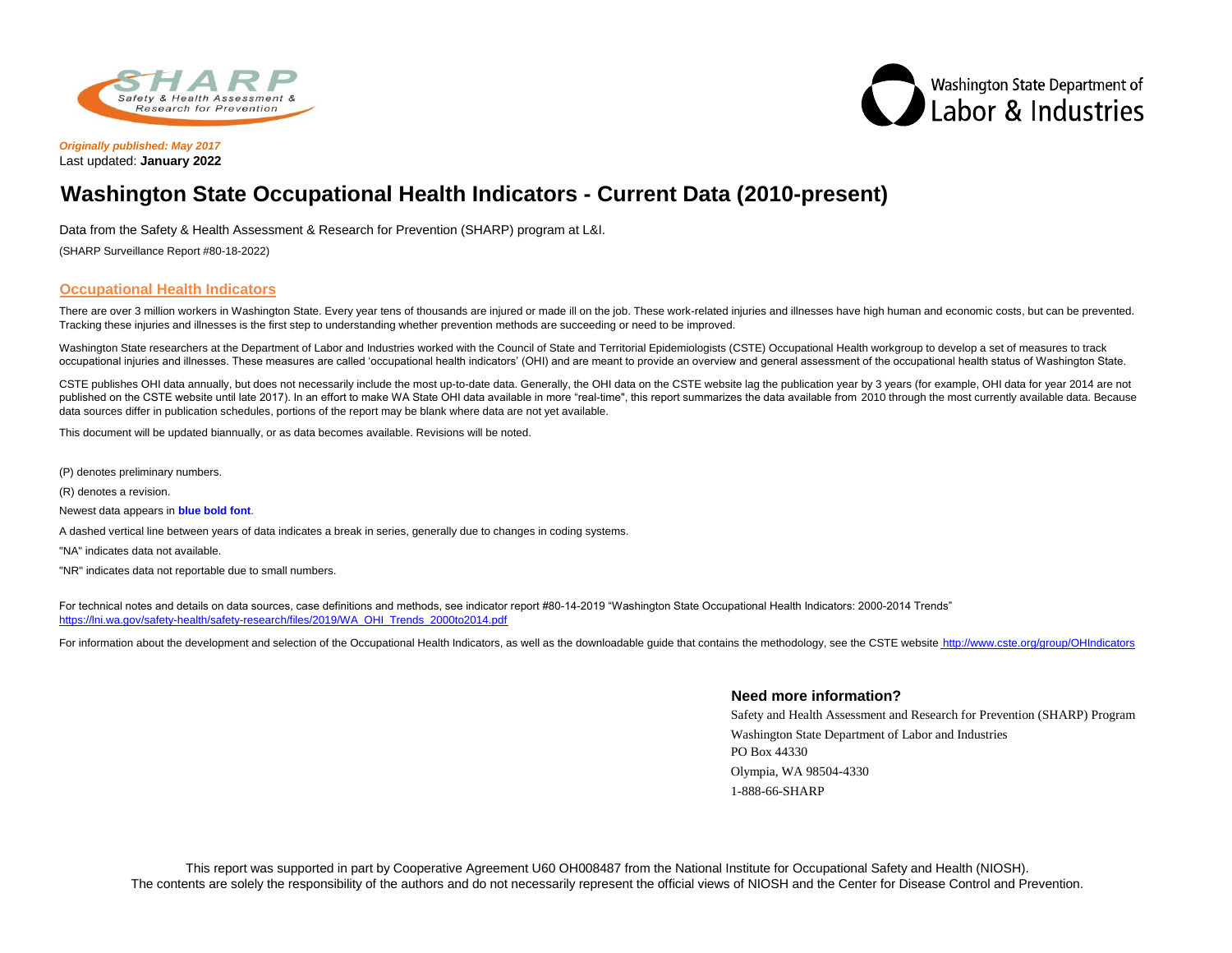*Originally published: May 2017*
Last updated: **January 2022**

# Washington State Occupational Health Indicators - Current Data (2010-present)

Data from the Safety & Health Assessment & Research for Prevention (SHARP) program at L&I.

(SHARP Surveillance Report #80-18-2022)

## Occupational Health Indicators

There are over 3 million workers in Washington State. Every year tens of thousands are injured or made ill on the job. These work-related injuries and illnesses have high human and economic costs, but can be prevented. Tracking these injuries and illnesses is the first step to understanding whether prevention methods are succeeding or need to be improved.

Washington State researchers at the Department of Labor and Industries worked with the Council of State and Territorial Epidemiologists (CSTE) Occupational Health workgroup to develop a set of measures to track occupational injuries and illnesses. These measures are called 'occupational health indicators' (OHI) and are meant to provide an overview and general assessment of the occupational health status of Washington State.

CSTE publishes OHI data annually, but does not necessarily include the most up-to-date data. Generally, the OHI data on the CSTE website lag the publication year by 3 years (for example, OHI data for year 2014 are not published on the CSTE website until late 2017). In an effort to make WA State OHI data available in more "real-time", this report summarizes the data available from 2010 through the most currently available data. Because data sources differ in publication schedules, portions of the report may be blank where data are not yet available.

This document will be updated biannually, or as data becomes available. Revisions will be noted.

(P) denotes preliminary numbers.

(R) denotes a revision.

Newest data appears in **blue bold font**.

A dashed vertical line between years of data indicates a break in series, generally due to changes in coding systems.

"NA" indicates data not available.

"NR" indicates data not reportable due to small numbers.

For technical notes and details on data sources, case definitions and methods, see indicator report #80-14-2019 "Washington State Occupational Health Indicators: 2000-2014 Trends"
https://lni.wa.gov/safety-health/safety-research/files/2019/WA_OHI_Trends_2000to2014.pdf

For information about the development and selection of the Occupational Health Indicators, as well as the downloadable guide that contains the methodology, see the CSTE website http://www.cste.org/group/OHIndicators

### Need more information?

Safety and Health Assessment and Research for Prevention (SHARP) Program
Washington State Department of Labor and Industries
PO Box 44330
Olympia, WA 98504-4330
1-888-66-SHARP

This report was supported in part by Cooperative Agreement U60 OH008487 from the National Institute for Occupational Safety and Health (NIOSH).
The contents are solely the responsibility of the authors and do not necessarily represent the official views of NIOSH and the Center for Disease Control and Prevention.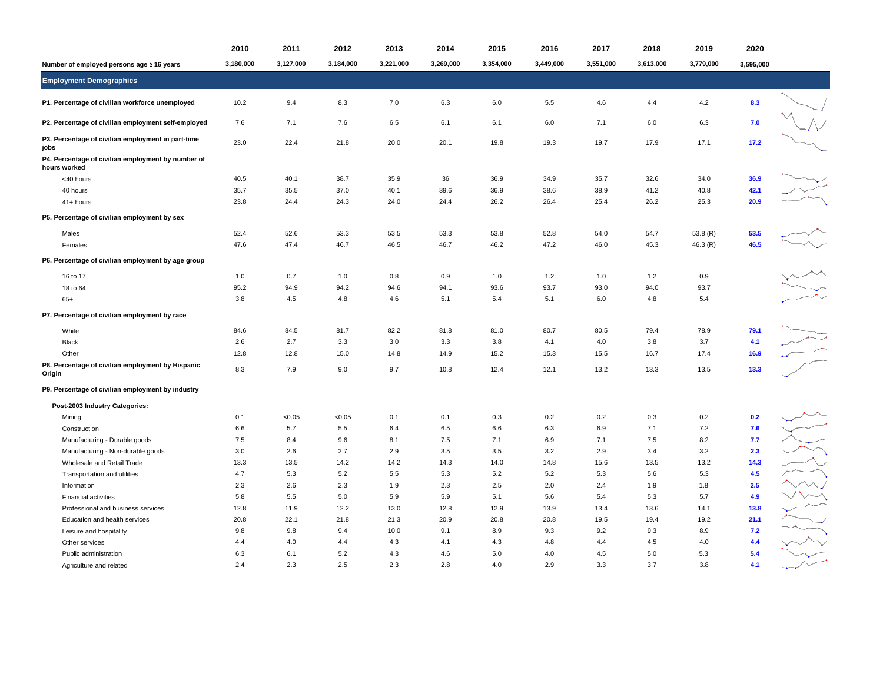| | 2010 | 2011 | 2012 | 2013 | 2014 | 2015 | 2016 | 2017 | 2018 | 2019 | 2020 |
|---|---|---|---|---|---|---|---|---|---|---|---|
| **Number of employed persons age ≥ 16 years** | **3,180,000** | **3,127,000** | **3,184,000** | **3,221,000** | **3,269,000** | **3,354,000** | **3,449,000** | **3,551,000** | **3,613,000** | **3,779,000** | **3,595,000** |
| **Employment Demographics** | | | | | | | | | | | |
| **P1. Percentage of civilian workforce unemployed** | 10.2 | 9.4 | 8.3 | 7.0 | 6.3 | 6.0 | 5.5 | 4.6 | 4.4 | 4.2 | **8.3** |
| **P2. Percentage of civilian employment self-employed** | 7.6 | 7.1 | 7.6 | 6.5 | 6.1 | 6.1 | 6.0 | 7.1 | 6.0 | 6.3 | **7.0** |
| **P3. Percentage of civilian employment in part-time jobs** | 23.0 | 22.4 | 21.8 | 20.0 | 20.1 | 19.8 | 19.3 | 19.7 | 17.9 | 17.1 | **17.2** |
| **P4. Percentage of civilian employment by number of hours worked** | | | | | | | | | | | |
| <40 hours | 40.5 | 40.1 | 38.7 | 35.9 | 36 | 36.9 | 34.9 | 35.7 | 32.6 | 34.0 | **36.9** |
| 40 hours | 35.7 | 35.5 | 37.0 | 40.1 | 39.6 | 36.9 | 38.6 | 38.9 | 41.2 | 40.8 | **42.1** |
| 41+ hours | 23.8 | 24.4 | 24.3 | 24.0 | 24.4 | 26.2 | 26.4 | 25.4 | 26.2 | 25.3 | **20.9** |
| **P5. Percentage of civilian employment by sex** | | | | | | | | | | | |
| Males | 52.4 | 52.6 | 53.3 | 53.5 | 53.3 | 53.8 | 52.8 | 54.0 | 54.7 | 53.8 (R) | **53.5** |
| Females | 47.6 | 47.4 | 46.7 | 46.5 | 46.7 | 46.2 | 47.2 | 46.0 | 45.3 | 46.3 (R) | **46.5** |
| **P6. Percentage of civilian employment by age group** | | | | | | | | | | | |
| 16 to 17 | 1.0 | 0.7 | 1.0 | 0.8 | 0.9 | 1.0 | 1.2 | 1.0 | 1.2 | 0.9 | |
| 18 to 64 | 95.2 | 94.9 | 94.2 | 94.6 | 94.1 | 93.6 | 93.7 | 93.0 | 94.0 | 93.7 | |
| 65+ | 3.8 | 4.5 | 4.8 | 4.6 | 5.1 | 5.4 | 5.1 | 6.0 | 4.8 | 5.4 | |
| **P7. Percentage of civilian employment by race** | | | | | | | | | | | |
| White | 84.6 | 84.5 | 81.7 | 82.2 | 81.8 | 81.0 | 80.7 | 80.5 | 79.4 | 78.9 | **79.1** |
| Black | 2.6 | 2.7 | 3.3 | 3.0 | 3.3 | 3.8 | 4.1 | 4.0 | 3.8 | 3.7 | **4.1** |
| Other | 12.8 | 12.8 | 15.0 | 14.8 | 14.9 | 15.2 | 15.3 | 15.5 | 16.7 | 17.4 | **16.9** |
| **P8. Percentage of civilian employment by Hispanic Origin** | 8.3 | 7.9 | 9.0 | 9.7 | 10.8 | 12.4 | 12.1 | 13.2 | 13.3 | 13.5 | **13.3** |
| **P9. Percentage of civilian employment by industry** | | | | | | | | | | | |
| **Post-2003 Industry Categories:** | | | | | | | | | | | |
| Mining | 0.1 | <0.05 | <0.05 | 0.1 | 0.1 | 0.3 | 0.2 | 0.2 | 0.3 | 0.2 | **0.2** |
| Construction | 6.6 | 5.7 | 5.5 | 6.4 | 6.5 | 6.6 | 6.3 | 6.9 | 7.1 | 7.2 | **7.6** |
| Manufacturing - Durable goods | 7.5 | 8.4 | 9.6 | 8.1 | 7.5 | 7.1 | 6.9 | 7.1 | 7.5 | 8.2 | **7.7** |
| Manufacturing - Non-durable goods | 3.0 | 2.6 | 2.7 | 2.9 | 3.5 | 3.5 | 3.2 | 2.9 | 3.4 | 3.2 | **2.3** |
| Wholesale and Retail Trade | 13.3 | 13.5 | 14.2 | 14.2 | 14.3 | 14.0 | 14.8 | 15.6 | 13.5 | 13.2 | **14.3** |
| Transportation and utilities | 4.7 | 5.3 | 5.2 | 5.5 | 5.3 | 5.2 | 5.2 | 5.3 | 5.6 | 5.3 | **4.5** |
| Information | 2.3 | 2.6 | 2.3 | 1.9 | 2.3 | 2.5 | 2.0 | 2.4 | 1.9 | 1.8 | **2.5** |
| Financial activities | 5.8 | 5.5 | 5.0 | 5.9 | 5.9 | 5.1 | 5.6 | 5.4 | 5.3 | 5.7 | **4.9** |
| Professional and business services | 12.8 | 11.9 | 12.2 | 13.0 | 12.8 | 12.9 | 13.9 | 13.4 | 13.6 | 14.1 | **13.8** |
| Education and health services | 20.8 | 22.1 | 21.8 | 21.3 | 20.9 | 20.8 | 20.8 | 19.5 | 19.4 | 19.2 | **21.1** |
| Leisure and hospitality | 9.8 | 9.8 | 9.4 | 10.0 | 9.1 | 8.9 | 9.3 | 9.2 | 9.3 | 8.9 | **7.2** |
| Other services | 4.4 | 4.0 | 4.4 | 4.3 | 4.1 | 4.3 | 4.8 | 4.4 | 4.5 | 4.0 | **4.4** |
| Public administration | 6.3 | 6.1 | 5.2 | 4.3 | 4.6 | 5.0 | 4.0 | 4.5 | 5.0 | 5.3 | **5.4** |
| Agriculture and related | 2.4 | 2.3 | 2.5 | 2.3 | 2.8 | 4.0 | 2.9 | 3.3 | 3.7 | 3.8 | **4.1** |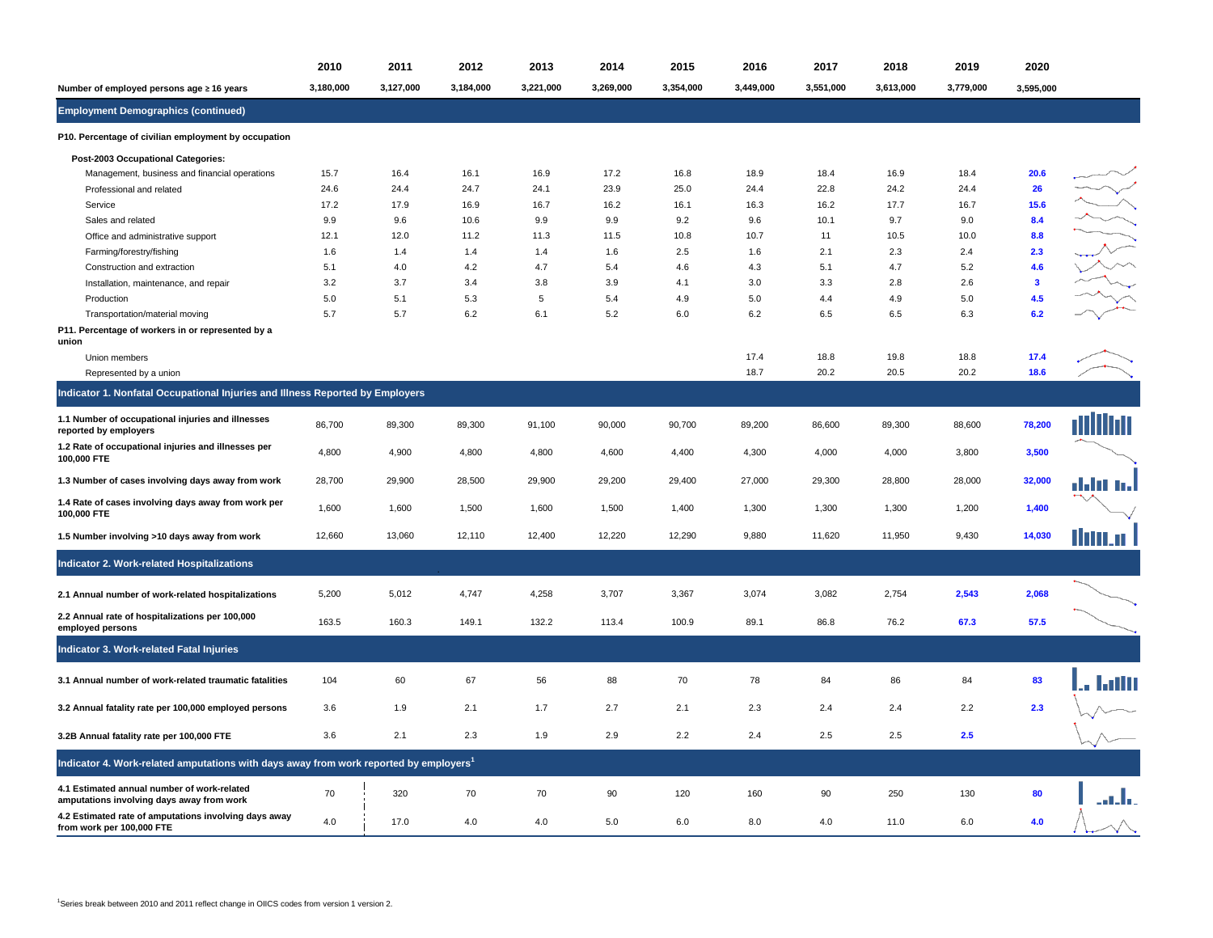| | 2010 | 2011 | 2012 | 2013 | 2014 | 2015 | 2016 | 2017 | 2018 | 2019 | 2020 |
|---|---|---|---|---|---|---|---|---|---|---|---|
| **Number of employed persons age ≥ 16 years** | 3,180,000 | 3,127,000 | 3,184,000 | 3,221,000 | 3,269,000 | 3,354,000 | 3,449,000 | 3,551,000 | 3,613,000 | 3,779,000 | 3,595,000 |
| **Employment Demographics (continued)** | | | | | | | | | | | |
| **P10. Percentage of civilian employment by occupation** | | | | | | | | | | | |
| **Post-2003 Occupational Categories:** | | | | | | | | | | | |
| Management, business and financial operations | 15.7 | 16.4 | 16.1 | 16.9 | 17.2 | 16.8 | 18.9 | 18.4 | 16.9 | 18.4 | **20.6** |
| Professional and related | 24.6 | 24.4 | 24.7 | 24.1 | 23.9 | 25.0 | 24.4 | 22.8 | 24.2 | 24.4 | **26** |
| Service | 17.2 | 17.9 | 16.9 | 16.7 | 16.2 | 16.1 | 16.3 | 16.2 | 17.7 | 16.7 | **15.6** |
| Sales and related | 9.9 | 9.6 | 10.6 | 9.9 | 9.9 | 9.2 | 9.6 | 10.1 | 9.7 | 9.0 | **8.4** |
| Office and administrative support | 12.1 | 12.0 | 11.2 | 11.3 | 11.5 | 10.8 | 10.7 | 11 | 10.5 | 10.0 | **8.8** |
| Farming/forestry/fishing | 1.6 | 1.4 | 1.4 | 1.4 | 1.6 | 2.5 | 1.6 | 2.1 | 2.3 | 2.4 | **2.3** |
| Construction and extraction | 5.1 | 4.0 | 4.2 | 4.7 | 5.4 | 4.6 | 4.3 | 5.1 | 4.7 | 5.2 | **4.6** |
| Installation, maintenance, and repair | 3.2 | 3.7 | 3.4 | 3.8 | 3.9 | 4.1 | 3.0 | 3.3 | 2.8 | 2.6 | **3** |
| Production | 5.0 | 5.1 | 5.3 | 5 | 5.4 | 4.9 | 5.0 | 4.4 | 4.9 | 5.0 | **4.5** |
| Transportation/material moving | 5.7 | 5.7 | 6.2 | 6.1 | 5.2 | 6.0 | 6.2 | 6.5 | 6.5 | 6.3 | **6.2** |
| **P11. Percentage of workers in or represented by a union** | | | | | | | | | | | |
| Union members | | | | | | | 17.4 | 18.8 | 19.8 | 18.8 | **17.4** |
| Represented by a union | | | | | | | 18.7 | 20.2 | 20.5 | 20.2 | **18.6** |
| **Indicator 1. Nonfatal Occupational Injuries and Illness Reported by Employers** | | | | | | | | | | | |
| **1.1 Number of occupational injuries and illnesses reported by employers** | 86,700 | 89,300 | 89,300 | 91,100 | 90,000 | 90,700 | 89,200 | 86,600 | 89,300 | 88,600 | **78,200** |
| **1.2 Rate of occupational injuries and illnesses per 100,000 FTE** | 4,800 | 4,900 | 4,800 | 4,800 | 4,600 | 4,400 | 4,300 | 4,000 | 4,000 | 3,800 | **3,500** |
| **1.3 Number of cases involving days away from work** | 28,700 | 29,900 | 28,500 | 29,900 | 29,200 | 29,400 | 27,000 | 29,300 | 28,800 | 28,000 | **32,000** |
| **1.4 Rate of cases involving days away from work per 100,000 FTE** | 1,600 | 1,600 | 1,500 | 1,600 | 1,500 | 1,400 | 1,300 | 1,300 | 1,300 | 1,200 | **1,400** |
| **1.5 Number involving >10 days away from work** | 12,660 | 13,060 | 12,110 | 12,400 | 12,220 | 12,290 | 9,880 | 11,620 | 11,950 | 9,430 | **14,030** |
| **Indicator 2. Work-related Hospitalizations** | | | | | | | | | | | |
| **2.1 Annual number of work-related hospitalizations** | 5,200 | 5,012 | 4,747 | 4,258 | 3,707 | 3,367 | 3,074 | 3,082 | 2,754 | **2,543** | **2,068** |
| **2.2 Annual rate of hospitalizations per 100,000 employed persons** | 163.5 | 160.3 | 149.1 | 132.2 | 113.4 | 100.9 | 89.1 | 86.8 | 76.2 | **67.3** | **57.5** |
| **Indicator 3. Work-related Fatal Injuries** | | | | | | | | | | | |
| **3.1 Annual number of work-related traumatic fatalities** | 104 | 60 | 67 | 56 | 88 | 70 | 78 | 84 | 86 | 84 | **83** |
| **3.2 Annual fatality rate per 100,000 employed persons** | 3.6 | 1.9 | 2.1 | 1.7 | 2.7 | 2.1 | 2.3 | 2.4 | 2.4 | 2.2 | **2.3** |
| **3.2B Annual fatality rate per 100,000 FTE** | 3.6 | 2.1 | 2.3 | 1.9 | 2.9 | 2.2 | 2.4 | 2.5 | 2.5 | **2.5** | |
| **Indicator 4. Work-related amputations with days away from work reported by employers[1]** | | | | | | | | | | | |
| **4.1 Estimated annual number of work-related amputations involving days away from work** | 70 | 320 | 70 | 70 | 90 | 120 | 160 | 90 | 250 | 130 | **80** |
| **4.2 Estimated rate of amputations involving days away from work per 100,000 FTE** | 4.0 | 17.0 | 4.0 | 4.0 | 5.0 | 6.0 | 8.0 | 4.0 | 11.0 | 6.0 | **4.0** |

[1]Series break between 2010 and 2011 reflect change in OIICS codes from version 1 version 2.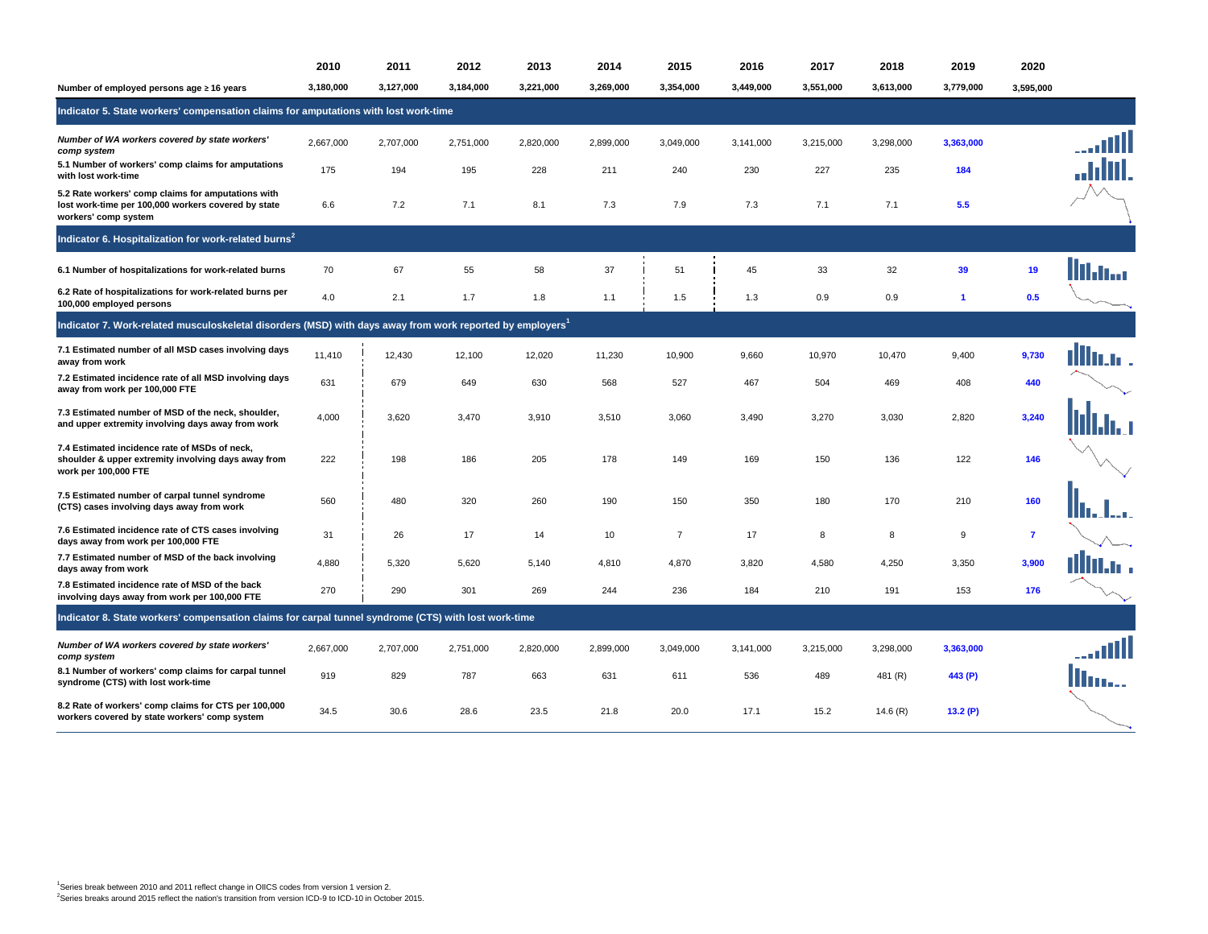| | 2010 | 2011 | 2012 | 2013 | 2014 | 2015 | 2016 | 2017 | 2018 | 2019 | 2020 |
|---|---|---|---|---|---|---|---|---|---|---|---|
| **Number of employed persons age ≥ 16 years** | 3,180,000 | 3,127,000 | 3,184,000 | 3,221,000 | 3,269,000 | 3,354,000 | 3,449,000 | 3,551,000 | 3,613,000 | 3,779,000 | 3,595,000 |
| **Indicator 5. State workers' compensation claims for amputations with lost work-time** | | | | | | | | | | | |
| ***Number of WA workers covered by state workers' comp system*** | 2,667,000 | 2,707,000 | 2,751,000 | 2,820,000 | 2,899,000 | 3,049,000 | 3,141,000 | 3,215,000 | 3,298,000 | **3,363,000** | |
| **5.1 Number of workers' comp claims for amputations with lost work-time** | 175 | 194 | 195 | 228 | 211 | 240 | 230 | 227 | 235 | **184** | |
| **5.2 Rate workers' comp claims for amputations with lost work-time per 100,000 workers covered by state workers' comp system** | 6.6 | 7.2 | 7.1 | 8.1 | 7.3 | 7.9 | 7.3 | 7.1 | 7.1 | **5.5** | |
| **Indicator 6. Hospitalization for work-related burns[2]** | | | | | | | | | | | |
| **6.1 Number of hospitalizations for work-related burns** | 70 | 67 | 55 | 58 | 37 | 51 | 45 | 33 | 32 | **39** | **19** |
| **6.2 Rate of hospitalizations for work-related burns per 100,000 employed persons** | 4.0 | 2.1 | 1.7 | 1.8 | 1.1 | 1.5 | 1.3 | 0.9 | 0.9 | **1** | **0.5** |
| **Indicator 7. Work-related musculoskeletal disorders (MSD) with days away from work reported by employers[1]** | | | | | | | | | | | |
| **7.1 Estimated number of all MSD cases involving days away from work** | 11,410 | 12,430 | 12,100 | 12,020 | 11,230 | 10,900 | 9,660 | 10,970 | 10,470 | 9,400 | **9,730** |
| **7.2 Estimated incidence rate of all MSD involving days away from work per 100,000 FTE** | 631 | 679 | 649 | 630 | 568 | 527 | 467 | 504 | 469 | 408 | **440** |
| **7.3 Estimated number of MSD of the neck, shoulder, and upper extremity involving days away from work** | 4,000 | 3,620 | 3,470 | 3,910 | 3,510 | 3,060 | 3,490 | 3,270 | 3,030 | 2,820 | **3,240** |
| **7.4 Estimated incidence rate of MSDs of neck, shoulder & upper extremity involving days away from work per 100,000 FTE** | 222 | 198 | 186 | 205 | 178 | 149 | 169 | 150 | 136 | 122 | **146** |
| **7.5 Estimated number of carpal tunnel syndrome (CTS) cases involving days away from work** | 560 | 480 | 320 | 260 | 190 | 150 | 350 | 180 | 170 | 210 | **160** |
| **7.6 Estimated incidence rate of CTS cases involving days away from work per 100,000 FTE** | 31 | 26 | 17 | 14 | 10 | 7 | 17 | 8 | 8 | 9 | **7** |
| **7.7 Estimated number of MSD of the back involving days away from work** | 4,880 | 5,320 | 5,620 | 5,140 | 4,810 | 4,870 | 3,820 | 4,580 | 4,250 | 3,350 | **3,900** |
| **7.8 Estimated incidence rate of MSD of the back involving days away from work per 100,000 FTE** | 270 | 290 | 301 | 269 | 244 | 236 | 184 | 210 | 191 | 153 | **176** |
| **Indicator 8. State workers' compensation claims for carpal tunnel syndrome (CTS) with lost work-time** | | | | | | | | | | | |
| ***Number of WA workers covered by state workers' comp system*** | 2,667,000 | 2,707,000 | 2,751,000 | 2,820,000 | 2,899,000 | 3,049,000 | 3,141,000 | 3,215,000 | 3,298,000 | **3,363,000** | |
| **8.1 Number of workers' comp claims for carpal tunnel syndrome (CTS) with lost work-time** | 919 | 829 | 787 | 663 | 631 | 611 | 536 | 489 | 481 (R) | **443 (P)** | |
| **8.2 Rate of workers' comp claims for CTS per 100,000 workers covered by state workers' comp system** | 34.5 | 30.6 | 28.6 | 23.5 | 21.8 | 20.0 | 17.1 | 15.2 | 14.6 (R) | **13.2 (P)** | |

[1]Series break between 2010 and 2011 reflect change in OIICS codes from version 1 version 2.

[2]Series breaks around 2015 reflect the nation's transition from version ICD-9 to ICD-10 in October 2015.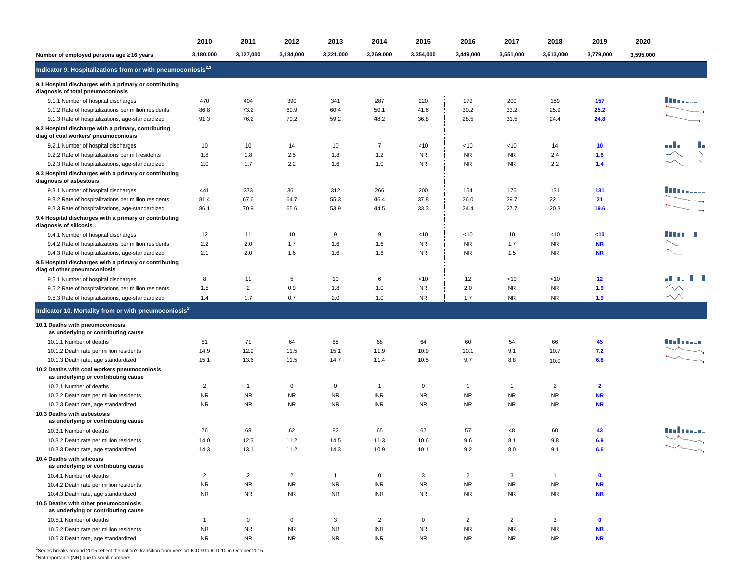| | 2010 | 2011 | 2012 | 2013 | 2014 | 2015 | 2016 | 2017 | 2018 | 2019 | 2020 |
|---|---|---|---|---|---|---|---|---|---|---|---|
| Number of employed persons age ≥ 16 years | 3,180,000 | 3,127,000 | 3,184,000 | 3,221,000 | 3,269,000 | 3,354,000 | 3,449,000 | 3,551,000 | 3,613,000 | 3,779,000 | 3,595,000 |
| **Indicator 9. Hospitalizations from or with pneumoconiosis[2,3]** | | | | | | | | | | | |
| **9.1 Hospital discharges with a primary or contributing diagnosis of total pneumoconiosis** | | | | | | | | | | | |
| 9.1.1 Number of hospital discharges | 470 | 404 | 390 | 341 | 287 | 220 | 179 | 200 | 159 | **157** | |
| 9.1.2 Rate of hospitalizations per million residents | 86.8 | 73.2 | 69.9 | 60.4 | 50.1 | 41.6 | 30.2 | 33.2 | 25.9 | **25.2** | |
| 9.1.3 Rate of hospitalizations, age-standardized | 91.3 | 76.2 | 70.2 | 59.2 | 48.2 | 36.8 | 28.5 | 31.5 | 24.4 | **24.8** | |
| **9.2 Hospital discharge with a primary, contributing diag of coal workers' pneumoconiosis** | | | | | | | | | | | |
| 9.2.1 Number of hospital discharges | 10 | 10 | 14 | 10 | 7 | <10 | <10 | <10 | 14 | **10** | |
| 9.2.2 Rate of hospitalizations per mil residents | 1.8 | 1.8 | 2.5 | 1.8 | 1.2 | NR | NR | NR | 2.4 | **1.6** | |
| 9.2.3 Rate of hospitalizations, age-standardized | 2.0 | 1.7 | 2.2 | 1.6 | 1.0 | NR | NR | NR | 2.2 | **1.4** | |
| **9.3 Hospital discharges with a primary or contributing diagnosis of asbestosis** | | | | | | | | | | | |
| 9.3.1 Number of hospital discharges | 441 | 373 | 361 | 312 | 266 | 200 | 154 | 176 | 131 | **131** | |
| 9.3.2 Rate of hospitalizations per million residents | 81.4 | 67.6 | 64.7 | 55.3 | 46.4 | 37.8 | 26.0 | 29.7 | 22.1 | **21** | |
| 9.3.3 Rate of hospitalizations, age-standardized | 86.1 | 70.9 | 65.6 | 53.9 | 44.5 | 33.3 | 24.4 | 27.7 | 20.3 | **19.6** | |
| **9.4 Hospital discharges with a primary or contributing diagnosis of silicosis** | | | | | | | | | | | |
| 9.4.1 Number of hospital discharges | 12 | 11 | 10 | 9 | 9 | <10 | <10 | 10 | <10 | **<10** | |
| 9.4.2 Rate of hospitalizations per million residents | 2.2 | 2.0 | 1.7 | 1.6 | 1.6 | NR | NR | 1.7 | NR | **NR** | |
| 9.4.3 Rate of hospitalizations, age-standardized | 2.1 | 2.0 | 1.6 | 1.6 | 1.6 | NR | NR | 1.5 | NR | **NR** | |
| **9.5 Hospital discharges with a primary or contributing diag of other pneumoconiosis** | | | | | | | | | | | |
| 9.5.1 Number of hospital discharges | 8 | 11 | 5 | 10 | 6 | <10 | 12 | <10 | <10 | **12** | |
| 9.5.2 Rate of hospitalizations per million residents | 1.5 | 2 | 0.9 | 1.8 | 1.0 | NR | 2.0 | NR | NR | **1.9** | |
| 9.5.3 Rate of hospitalizations, age-standardized | 1.4 | 1.7 | 0.7 | 2.0 | 1.0 | NR | 1.7 | NR | NR | **1.9** | |
| **Indicator 10. Mortality from or with pneumoconiosis[3]** | | | | | | | | | | | |
| **10.1 Deaths with pneumoconiosis as underlying or contributing cause** | | | | | | | | | | | |
| 10.1.1 Number of deaths | 81 | 71 | 64 | 85 | 68 | 64 | 60 | 54 | 66 | **45** | |
| 10.1.2 Death rate per million residents | 14.9 | 12.9 | 11.5 | 15.1 | 11.9 | 10.9 | 10.1 | 9.1 | 10.7 | **7.2** | |
| 10.1.3 Death rate, age standardized | 15.1 | 13.6 | 11.5 | 14.7 | 11.4 | 10.5 | 9.7 | 8.8 | 10.0 | **6.8** | |
| **10.2 Deaths with coal workers pneumoconiosis as underlying or contributing cause** | | | | | | | | | | | |
| 10.2.1 Number of deaths | 2 | 1 | 0 | 0 | 1 | 0 | 1 | 1 | 2 | **2** | |
| 10.2.2 Death rate per million residents | NR | NR | NR | NR | NR | NR | NR | NR | NR | **NR** | |
| 10.2.3 Death rate, age standardized | NR | NR | NR | NR | NR | NR | NR | NR | NR | **NR** | |
| **10.3 Deaths with asbestosis as underlying or contributing cause** | | | | | | | | | | | |
| 10.3.1 Number of deaths | 76 | 68 | 62 | 82 | 65 | 62 | 57 | 48 | 60 | **43** | |
| 10.3.2 Death rate per million residents | 14.0 | 12.3 | 11.2 | 14.5 | 11.3 | 10.6 | 9.6 | 8.1 | 9.8 | **6.9** | |
| 10.3.3 Death rate, age standardized | 14.3 | 13.1 | 11.2 | 14.3 | 10.9 | 10.1 | 9.2 | 8.0 | 9.1 | **6.6** | |
| **10.4 Deaths with silicosis as underlying or contributing cause** | | | | | | | | | | | |
| 10.4.1 Number of deaths | 2 | 2 | 2 | 1 | 0 | 3 | 2 | 3 | 1 | **0** | |
| 10.4.2 Death rate per million residents | NR | NR | NR | NR | NR | NR | NR | NR | NR | **NR** | |
| 10.4.3 Death rate, age standardized | NR | NR | NR | NR | NR | NR | NR | NR | NR | **NR** | |
| **10.5 Deaths with other pneumoconiosis as underlying or contributing cause** | | | | | | | | | | | |
| 10.5.1 Number of deaths | 1 | 0 | 0 | 3 | 2 | 0 | 2 | 2 | 3 | **0** | |
| 10.5.2 Death rate per million residents | NR | NR | NR | NR | NR | NR | NR | NR | NR | **NR** | |
| 10.5.3 Death rate, age standardized | NR | NR | NR | NR | NR | NR | NR | NR | NR | **NR** | |

[2]Series breaks around 2015 reflect the nation's transition from version ICD-9 to ICD-10 in October 2015.

[3]Not reportable (NR) due to small numbers.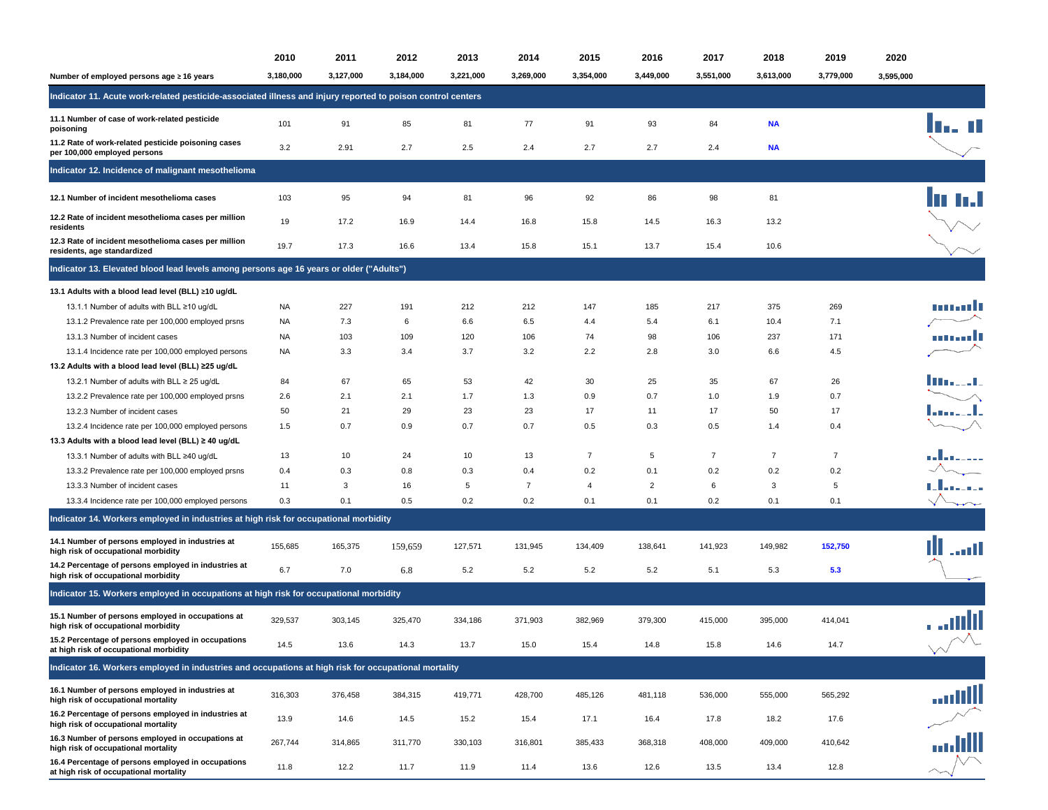| | 2010 | 2011 | 2012 | 2013 | 2014 | 2015 | 2016 | 2017 | 2018 | 2019 | 2020 |
|---|---|---|---|---|---|---|---|---|---|---|---|
| **Number of employed persons age ≥ 16 years** | 3,180,000 | 3,127,000 | 3,184,000 | 3,221,000 | 3,269,000 | 3,354,000 | 3,449,000 | 3,551,000 | 3,613,000 | 3,779,000 | 3,595,000 |
| **Indicator 11. Acute work-related pesticide-associated illness and injury reported to poison control centers** | | | | | | | | | | | |
| **11.1 Number of case of work-related pesticide poisoning** | 101 | 91 | 85 | 81 | 77 | 91 | 93 | 84 | **NA** | | |
| **11.2 Rate of work-related pesticide poisoning cases per 100,000 employed persons** | 3.2 | 2.91 | 2.7 | 2.5 | 2.4 | 2.7 | 2.7 | 2.4 | **NA** | | |
| **Indicator 12. Incidence of malignant mesothelioma** | | | | | | | | | | | |
| **12.1 Number of incident mesothelioma cases** | 103 | 95 | 94 | 81 | 96 | 92 | 86 | 98 | 81 | | |
| **12.2 Rate of incident mesothelioma cases per million residents** | 19 | 17.2 | 16.9 | 14.4 | 16.8 | 15.8 | 14.5 | 16.3 | 13.2 | | |
| **12.3 Rate of incident mesothelioma cases per million residents, age standardized** | 19.7 | 17.3 | 16.6 | 13.4 | 15.8 | 15.1 | 13.7 | 15.4 | 10.6 | | |
| **Indicator 13. Elevated blood lead levels among persons age 16 years or older ("Adults")** | | | | | | | | | | | |
| **13.1 Adults with a blood lead level (BLL) ≥10 ug/dL** | | | | | | | | | | | |
| 13.1.1 Number of adults with BLL ≥10 ug/dL | NA | 227 | 191 | 212 | 212 | 147 | 185 | 217 | 375 | 269 | |
| 13.1.2 Prevalence rate per 100,000 employed prsns | NA | 7.3 | 6 | 6.6 | 6.5 | 4.4 | 5.4 | 6.1 | 10.4 | 7.1 | |
| 13.1.3 Number of incident cases | NA | 103 | 109 | 120 | 106 | 74 | 98 | 106 | 237 | 171 | |
| 13.1.4 Incidence rate per 100,000 employed persons | NA | 3.3 | 3.4 | 3.7 | 3.2 | 2.2 | 2.8 | 3.0 | 6.6 | 4.5 | |
| **13.2 Adults with a blood lead level (BLL) ≥25 ug/dL** | | | | | | | | | | | |
| 13.2.1 Number of adults with BLL ≥ 25 ug/dL | 84 | 67 | 65 | 53 | 42 | 30 | 25 | 35 | 67 | 26 | |
| 13.2.2 Prevalence rate per 100,000 employed prsns | 2.6 | 2.1 | 2.1 | 1.7 | 1.3 | 0.9 | 0.7 | 1.0 | 1.9 | 0.7 | |
| 13.2.3 Number of incident cases | 50 | 21 | 29 | 23 | 23 | 17 | 11 | 17 | 50 | 17 | |
| 13.2.4 Incidence rate per 100,000 employed persons | 1.5 | 0.7 | 0.9 | 0.7 | 0.7 | 0.5 | 0.3 | 0.5 | 1.4 | 0.4 | |
| **13.3 Adults with a blood lead level (BLL) ≥ 40 ug/dL** | | | | | | | | | | | |
| 13.3.1 Number of adults with BLL ≥40 ug/dL | 13 | 10 | 24 | 10 | 13 | 7 | 5 | 7 | 7 | 7 | |
| 13.3.2 Prevalence rate per 100,000 employed prsns | 0.4 | 0.3 | 0.8 | 0.3 | 0.4 | 0.2 | 0.1 | 0.2 | 0.2 | 0.2 | |
| 13.3.3 Number of incident cases | 11 | 3 | 16 | 5 | 7 | 4 | 2 | 6 | 3 | 5 | |
| 13.3.4 Incidence rate per 100,000 employed persons | 0.3 | 0.1 | 0.5 | 0.2 | 0.2 | 0.1 | 0.1 | 0.2 | 0.1 | 0.1 | |
| **Indicator 14. Workers employed in industries at high risk for occupational morbidity** | | | | | | | | | | | |
| **14.1 Number of persons employed in industries at high risk of occupational morbidity** | 155,685 | 165,375 | 159,659 | 127,571 | 131,945 | 134,409 | 138,641 | 141,923 | 149,982 | **152,750** | |
| **14.2 Percentage of persons employed in industries at high risk of occupational morbidity** | 6.7 | 7.0 | 6.8 | 5.2 | 5.2 | 5.2 | 5.2 | 5.1 | 5.3 | **5.3** | |
| **Indicator 15. Workers employed in occupations at high risk for occupational morbidity** | | | | | | | | | | | |
| **15.1 Number of persons employed in occupations at high risk of occupational morbidity** | 329,537 | 303,145 | 325,470 | 334,186 | 371,903 | 382,969 | 379,300 | 415,000 | 395,000 | 414,041 | |
| **15.2 Percentage of persons employed in occupations at high risk of occupational morbidity** | 14.5 | 13.6 | 14.3 | 13.7 | 15.0 | 15.4 | 14.8 | 15.8 | 14.6 | 14.7 | |
| **Indicator 16. Workers employed in industries and occupations at high risk for occupational mortality** | | | | | | | | | | | |
| **16.1 Number of persons employed in industries at high risk of occupational mortality** | 316,303 | 376,458 | 384,315 | 419,771 | 428,700 | 485,126 | 481,118 | 536,000 | 555,000 | 565,292 | |
| **16.2 Percentage of persons employed in industries at high risk of occupational mortality** | 13.9 | 14.6 | 14.5 | 15.2 | 15.4 | 17.1 | 16.4 | 17.8 | 18.2 | 17.6 | |
| **16.3 Number of persons employed in occupations at high risk of occupational mortality** | 267,744 | 314,865 | 311,770 | 330,103 | 316,801 | 385,433 | 368,318 | 408,000 | 409,000 | 410,642 | |
| **16.4 Percentage of persons employed in occupations at high risk of occupational mortality** | 11.8 | 12.2 | 11.7 | 11.9 | 11.4 | 13.6 | 12.6 | 13.5 | 13.4 | 12.8 | |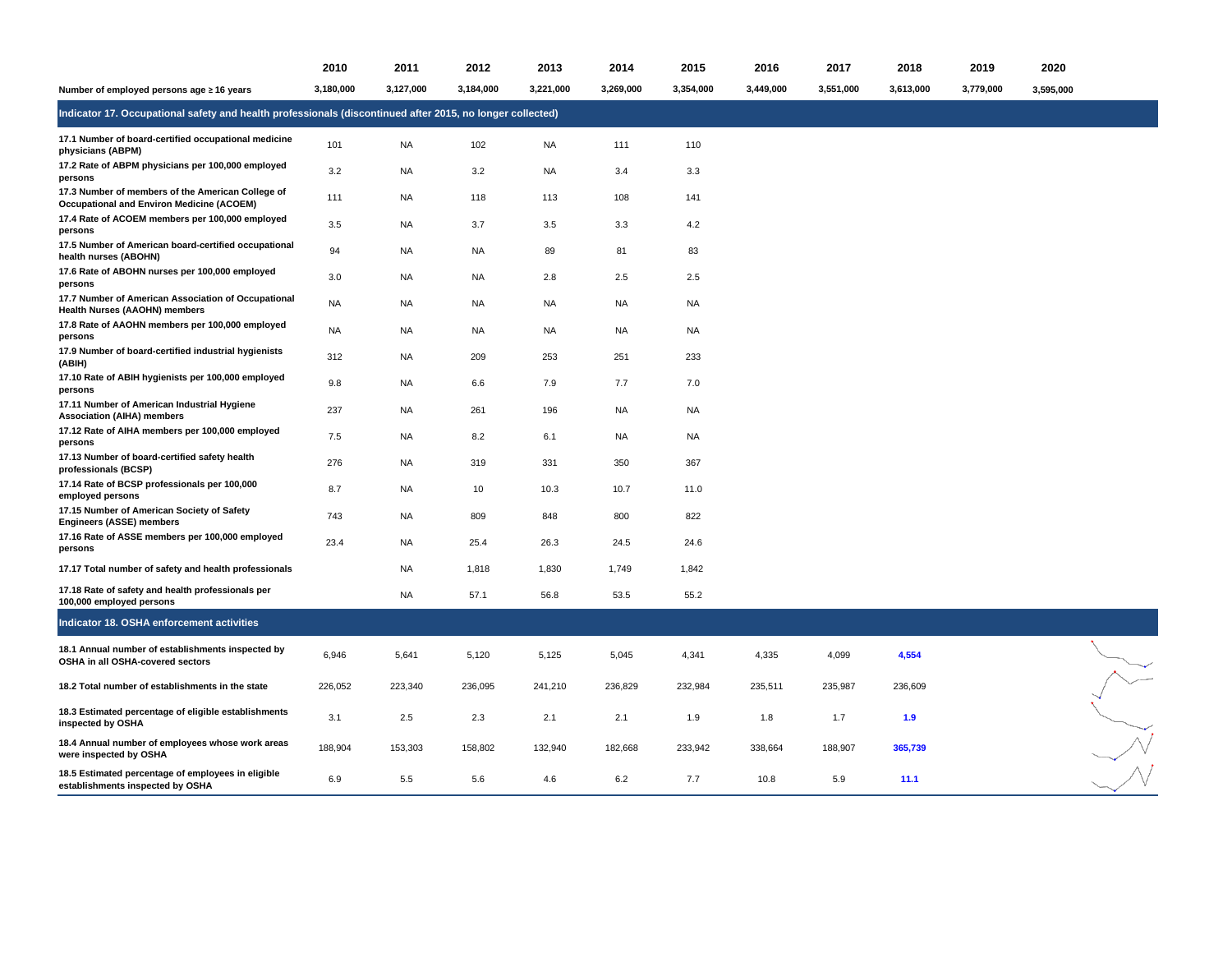| | 2010 | 2011 | 2012 | 2013 | 2014 | 2015 | 2016 | 2017 | 2018 | 2019 | 2020 |
|---|---|---|---|---|---|---|---|---|---|---|---|
| **Number of employed persons age ≥ 16 years** | 3,180,000 | 3,127,000 | 3,184,000 | 3,221,000 | 3,269,000 | 3,354,000 | 3,449,000 | 3,551,000 | 3,613,000 | 3,779,000 | 3,595,000 |
| **Indicator 17. Occupational safety and health professionals (discontinued after 2015, no longer collected)** | | | | | | | | | | | |
| **17.1 Number of board-certified occupational medicine physicians (ABPM)** | 101 | NA | 102 | NA | 111 | 110 | | | | | |
| **17.2 Rate of ABPM physicians per 100,000 employed persons** | 3.2 | NA | 3.2 | NA | 3.4 | 3.3 | | | | | |
| **17.3 Number of members of the American College of Occupational and Environ Medicine (ACOEM)** | 111 | NA | 118 | 113 | 108 | 141 | | | | | |
| **17.4 Rate of ACOEM members per 100,000 employed persons** | 3.5 | NA | 3.7 | 3.5 | 3.3 | 4.2 | | | | | |
| **17.5 Number of American board-certified occupational health nurses (ABOHN)** | 94 | NA | NA | 89 | 81 | 83 | | | | | |
| **17.6 Rate of ABOHN nurses per 100,000 employed persons** | 3.0 | NA | NA | 2.8 | 2.5 | 2.5 | | | | | |
| **17.7 Number of American Association of Occupational Health Nurses (AAOHN) members** | NA | NA | NA | NA | NA | NA | | | | | |
| **17.8 Rate of AAOHN members per 100,000 employed persons** | NA | NA | NA | NA | NA | NA | | | | | |
| **17.9 Number of board-certified industrial hygienists (ABIH)** | 312 | NA | 209 | 253 | 251 | 233 | | | | | |
| **17.10 Rate of ABIH hygienists per 100,000 employed persons** | 9.8 | NA | 6.6 | 7.9 | 7.7 | 7.0 | | | | | |
| **17.11 Number of American Industrial Hygiene Association (AIHA) members** | 237 | NA | 261 | 196 | NA | NA | | | | | |
| **17.12 Rate of AIHA members per 100,000 employed persons** | 7.5 | NA | 8.2 | 6.1 | NA | NA | | | | | |
| **17.13 Number of board-certified safety health professionals (BCSP)** | 276 | NA | 319 | 331 | 350 | 367 | | | | | |
| **17.14 Rate of BCSP professionals per 100,000 employed persons** | 8.7 | NA | 10 | 10.3 | 10.7 | 11.0 | | | | | |
| **17.15 Number of American Society of Safety Engineers (ASSE) members** | 743 | NA | 809 | 848 | 800 | 822 | | | | | |
| **17.16 Rate of ASSE members per 100,000 employed persons** | 23.4 | NA | 25.4 | 26.3 | 24.5 | 24.6 | | | | | |
| **17.17 Total number of safety and health professionals** | | NA | 1,818 | 1,830 | 1,749 | 1,842 | | | | | |
| **17.18 Rate of safety and health professionals per 100,000 employed persons** | | NA | 57.1 | 56.8 | 53.5 | 55.2 | | | | | |
| **Indicator 18. OSHA enforcement activities** | | | | | | | | | | | |
| **18.1 Annual number of establishments inspected by OSHA in all OSHA-covered sectors** | 6,946 | 5,641 | 5,120 | 5,125 | 5,045 | 4,341 | 4,335 | 4,099 | **4,554** | | |
| **18.2 Total number of establishments in the state** | 226,052 | 223,340 | 236,095 | 241,210 | 236,829 | 232,984 | 235,511 | 235,987 | 236,609 | | |
| **18.3 Estimated percentage of eligible establishments inspected by OSHA** | 3.1 | 2.5 | 2.3 | 2.1 | 2.1 | 1.9 | 1.8 | 1.7 | **1.9** | | |
| **18.4 Annual number of employees whose work areas were inspected by OSHA** | 188,904 | 153,303 | 158,802 | 132,940 | 182,668 | 233,942 | 338,664 | 188,907 | **365,739** | | |
| **18.5 Estimated percentage of employees in eligible establishments inspected by OSHA** | 6.9 | 5.5 | 5.6 | 4.6 | 6.2 | 7.7 | 10.8 | 5.9 | **11.1** | | |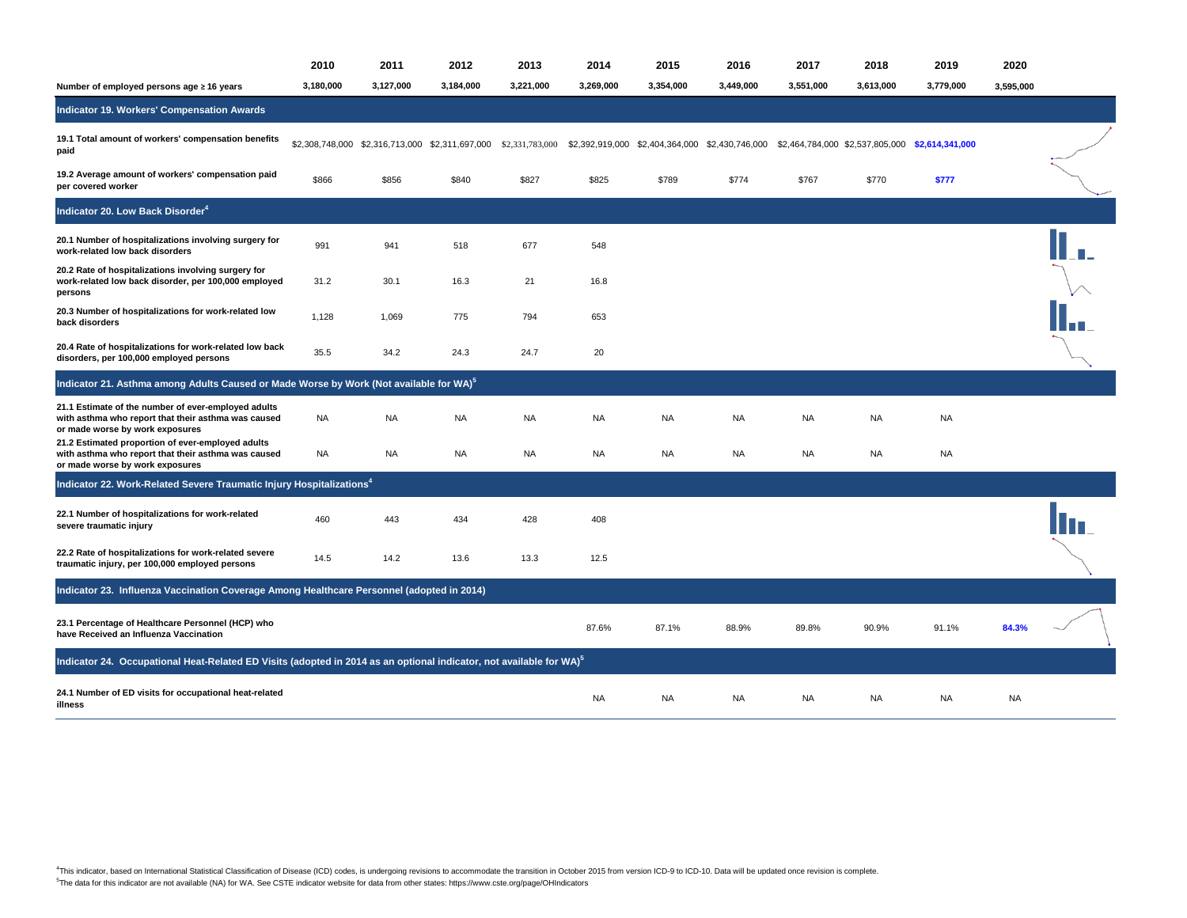| | 2010 | 2011 | 2012 | 2013 | 2014 | 2015 | 2016 | 2017 | 2018 | 2019 | 2020 |
|---|---|---|---|---|---|---|---|---|---|---|---|
| **Number of employed persons age ≥ 16 years** | 3,180,000 | 3,127,000 | 3,184,000 | 3,221,000 | 3,269,000 | 3,354,000 | 3,449,000 | 3,551,000 | 3,613,000 | 3,779,000 | 3,595,000 |
| **Indicator 19. Workers' Compensation Awards** | | | | | | | | | | | |
| **19.1 Total amount of workers' compensation benefits paid** | $2,308,748,000 | $2,316,713,000 | $2,311,697,000 | $2,331,783,000 | $2,392,919,000 | $2,404,364,000 | $2,430,746,000 | $2,464,784,000 | $2,537,805,000 | **$2,614,341,000** | |
| **19.2 Average amount of workers' compensation paid per covered worker** | $866 | $856 | $840 | $827 | $825 | $789 | $774 | $767 | $770 | **$777** | |
| **Indicator 20. Low Back Disorder[4]** | | | | | | | | | | | |
| **20.1 Number of hospitalizations involving surgery for work-related low back disorders** | 991 | 941 | 518 | 677 | 548 | | | | | | |
| **20.2 Rate of hospitalizations involving surgery for work-related low back disorder, per 100,000 employed persons** | 31.2 | 30.1 | 16.3 | 21 | 16.8 | | | | | | |
| **20.3 Number of hospitalizations for work-related low back disorders** | 1,128 | 1,069 | 775 | 794 | 653 | | | | | | |
| **20.4 Rate of hospitalizations for work-related low back disorders, per 100,000 employed persons** | 35.5 | 34.2 | 24.3 | 24.7 | 20 | | | | | | |
| **Indicator 21. Asthma among Adults Caused or Made Worse by Work (Not available for WA)[5]** | | | | | | | | | | | |
| **21.1 Estimate of the number of ever-employed adults with asthma who report that their asthma was caused or made worse by work exposures** | NA | NA | NA | NA | NA | NA | NA | NA | NA | NA | |
| **21.2 Estimated proportion of ever-employed adults with asthma who report that their asthma was caused or made worse by work exposures** | NA | NA | NA | NA | NA | NA | NA | NA | NA | NA | |
| **Indicator 22. Work-Related Severe Traumatic Injury Hospitalizations[4]** | | | | | | | | | | | |
| **22.1 Number of hospitalizations for work-related severe traumatic injury** | 460 | 443 | 434 | 428 | 408 | | | | | | |
| **22.2 Rate of hospitalizations for work-related severe traumatic injury, per 100,000 employed persons** | 14.5 | 14.2 | 13.6 | 13.3 | 12.5 | | | | | | |
| **Indicator 23. Influenza Vaccination Coverage Among Healthcare Personnel (adopted in 2014)** | | | | | | | | | | | |
| **23.1 Percentage of Healthcare Personnel (HCP) who have Received an Influenza Vaccination** | | | | | 87.6% | 87.1% | 88.9% | 89.8% | 90.9% | 91.1% | **84.3%** |
| **Indicator 24. Occupational Heat-Related ED Visits (adopted in 2014 as an optional indicator, not available for WA)[5]** | | | | | | | | | | | |
| **24.1 Number of ED visits for occupational heat-related illness** | | | | | NA | NA | NA | NA | NA | NA | NA |

[4]This indicator, based on International Statistical Classification of Disease (ICD) codes, is undergoing revisions to accommodate the transition in October 2015 from version ICD-9 to ICD-10. Data will be updated once revision is complete.

[5]The data for this indicator are not available (NA) for WA. See CSTE indicator website for data from other states: https://www.cste.org/page/OHIndicators